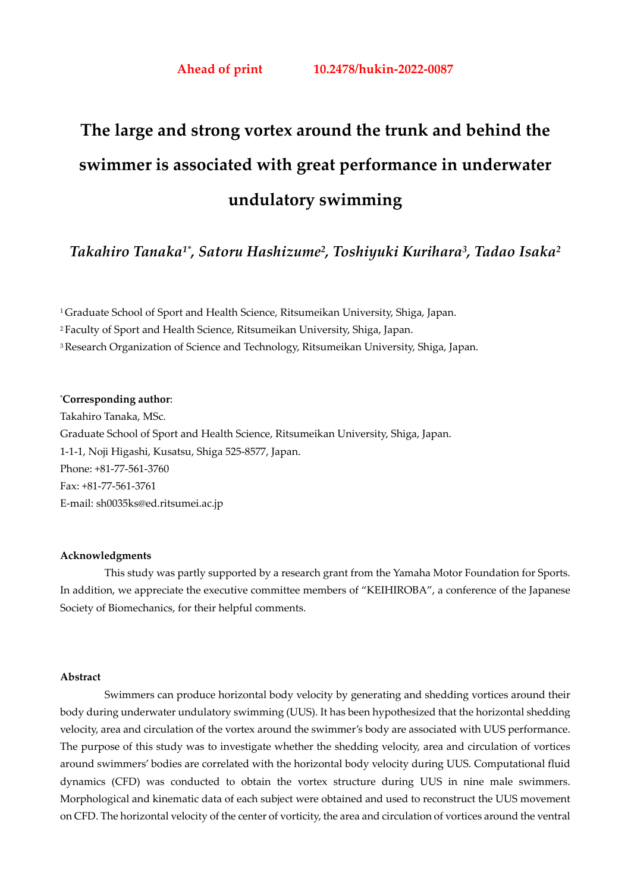**Ahead of print** **10.2478/hukin-2022-0087**

# The large and strong vortex around the trunk and behind the swimmer is associated with great performance in underwater undulatory swimming

*Takahiro Tanaka[1*], Satoru Hashizume[2], Toshiyuki Kurihara[3], Tadao Isaka[2]*

[1] Graduate School of Sport and Health Science, Ritsumeikan University, Shiga, Japan.

[2] Faculty of Sport and Health Science, Ritsumeikan University, Shiga, Japan.

[3] Research Organization of Science and Technology, Ritsumeikan University, Shiga, Japan.

[*]**Corresponding author**:
Takahiro Tanaka, MSc.
Graduate School of Sport and Health Science, Ritsumeikan University, Shiga, Japan.
1-1-1, Noji Higashi, Kusatsu, Shiga 525-8577, Japan.
Phone: +81-77-561-3760
Fax: +81-77-561-3761
E-mail: sh0035ks@ed.ritsumei.ac.jp

**Acknowledgments**

This study was partly supported by a research grant from the Yamaha Motor Foundation for Sports. In addition, we appreciate the executive committee members of "KEIHIROBA", a conference of the Japanese Society of Biomechanics, for their helpful comments.

**Abstract**

Swimmers can produce horizontal body velocity by generating and shedding vortices around their body during underwater undulatory swimming (UUS). It has been hypothesized that the horizontal shedding velocity, area and circulation of the vortex around the swimmer's body are associated with UUS performance. The purpose of this study was to investigate whether the shedding velocity, area and circulation of vortices around swimmers' bodies are correlated with the horizontal body velocity during UUS. Computational fluid dynamics (CFD) was conducted to obtain the vortex structure during UUS in nine male swimmers. Morphological and kinematic data of each subject were obtained and used to reconstruct the UUS movement on CFD. The horizontal velocity of the center of vorticity, the area and circulation of vortices around the ventral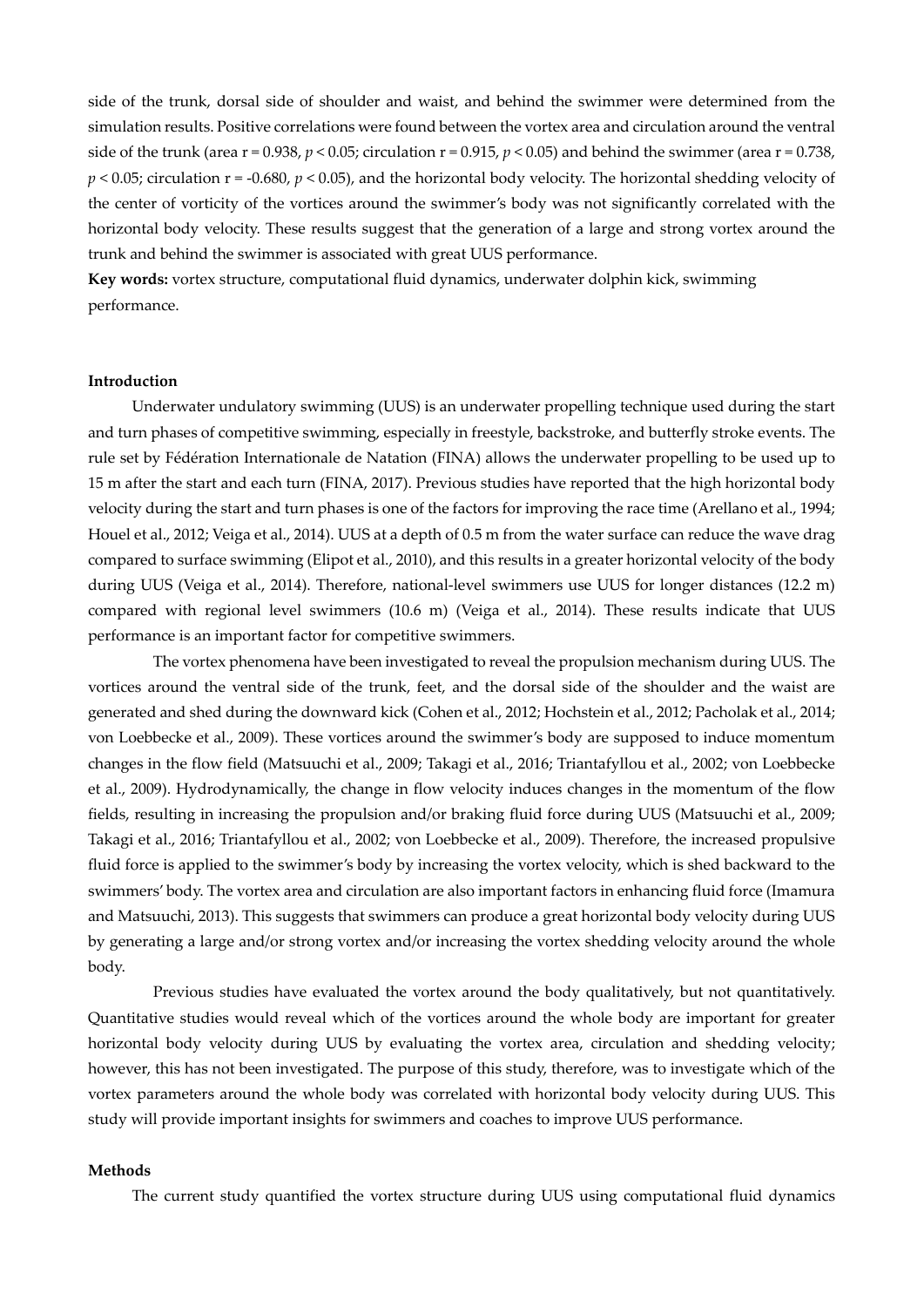side of the trunk, dorsal side of shoulder and waist, and behind the swimmer were determined from the simulation results. Positive correlations were found between the vortex area and circulation around the ventral side of the trunk (area r = 0.938, $p < 0.05$; circulation r = 0.915, $p < 0.05$) and behind the swimmer (area r = 0.738, $p < 0.05$; circulation r = -0.680, $p < 0.05$), and the horizontal body velocity. The horizontal shedding velocity of the center of vorticity of the vortices around the swimmer's body was not significantly correlated with the horizontal body velocity. These results suggest that the generation of a large and strong vortex around the trunk and behind the swimmer is associated with great UUS performance.

**Key words:** vortex structure, computational fluid dynamics, underwater dolphin kick, swimming performance.

**Introduction**

Underwater undulatory swimming (UUS) is an underwater propelling technique used during the start and turn phases of competitive swimming, especially in freestyle, backstroke, and butterfly stroke events. The rule set by Fédération Internationale de Natation (FINA) allows the underwater propelling to be used up to 15 m after the start and each turn (FINA, 2017). Previous studies have reported that the high horizontal body velocity during the start and turn phases is one of the factors for improving the race time (Arellano et al., 1994; Houel et al., 2012; Veiga et al., 2014). UUS at a depth of 0.5 m from the water surface can reduce the wave drag compared to surface swimming (Elipot et al., 2010), and this results in a greater horizontal velocity of the body during UUS (Veiga et al., 2014). Therefore, national-level swimmers use UUS for longer distances (12.2 m) compared with regional level swimmers (10.6 m) (Veiga et al., 2014). These results indicate that UUS performance is an important factor for competitive swimmers.

The vortex phenomena have been investigated to reveal the propulsion mechanism during UUS. The vortices around the ventral side of the trunk, feet, and the dorsal side of the shoulder and the waist are generated and shed during the downward kick (Cohen et al., 2012; Hochstein et al., 2012; Pacholak et al., 2014; von Loebbecke et al., 2009). These vortices around the swimmer's body are supposed to induce momentum changes in the flow field (Matsuuchi et al., 2009; Takagi et al., 2016; Triantafyllou et al., 2002; von Loebbecke et al., 2009). Hydrodynamically, the change in flow velocity induces changes in the momentum of the flow fields, resulting in increasing the propulsion and/or braking fluid force during UUS (Matsuuchi et al., 2009; Takagi et al., 2016; Triantafyllou et al., 2002; von Loebbecke et al., 2009). Therefore, the increased propulsive fluid force is applied to the swimmer's body by increasing the vortex velocity, which is shed backward to the swimmers' body. The vortex area and circulation are also important factors in enhancing fluid force (Imamura and Matsuuchi, 2013). This suggests that swimmers can produce a great horizontal body velocity during UUS by generating a large and/or strong vortex and/or increasing the vortex shedding velocity around the whole body.

Previous studies have evaluated the vortex around the body qualitatively, but not quantitatively. Quantitative studies would reveal which of the vortices around the whole body are important for greater horizontal body velocity during UUS by evaluating the vortex area, circulation and shedding velocity; however, this has not been investigated. The purpose of this study, therefore, was to investigate which of the vortex parameters around the whole body was correlated with horizontal body velocity during UUS. This study will provide important insights for swimmers and coaches to improve UUS performance.

**Methods**

The current study quantified the vortex structure during UUS using computational fluid dynamics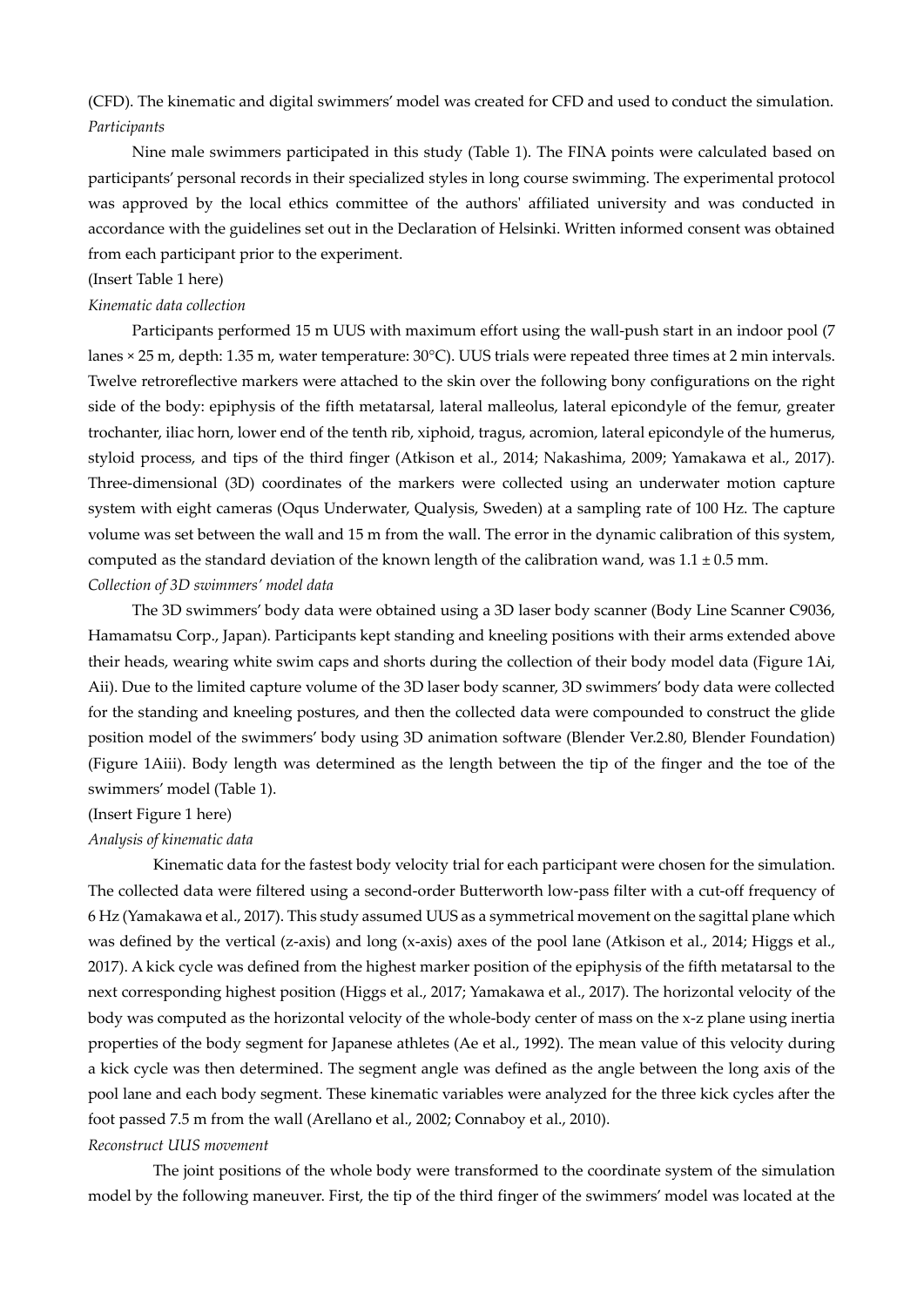(CFD). The kinematic and digital swimmers' model was created for CFD and used to conduct the simulation.

*Participants*

Nine male swimmers participated in this study (Table 1). The FINA points were calculated based on participants' personal records in their specialized styles in long course swimming. The experimental protocol was approved by the local ethics committee of the authors' affiliated university and was conducted in accordance with the guidelines set out in the Declaration of Helsinki. Written informed consent was obtained from each participant prior to the experiment.

(Insert Table 1 here)

*Kinematic data collection*

Participants performed 15 m UUS with maximum effort using the wall-push start in an indoor pool (7 lanes × 25 m, depth: 1.35 m, water temperature: 30°C). UUS trials were repeated three times at 2 min intervals. Twelve retroreflective markers were attached to the skin over the following bony configurations on the right side of the body: epiphysis of the fifth metatarsal, lateral malleolus, lateral epicondyle of the femur, greater trochanter, iliac horn, lower end of the tenth rib, xiphoid, tragus, acromion, lateral epicondyle of the humerus, styloid process, and tips of the third finger (Atkison et al., 2014; Nakashima, 2009; Yamakawa et al., 2017). Three-dimensional (3D) coordinates of the markers were collected using an underwater motion capture system with eight cameras (Oqus Underwater, Qualysis, Sweden) at a sampling rate of 100 Hz. The capture volume was set between the wall and 15 m from the wall. The error in the dynamic calibration of this system, computed as the standard deviation of the known length of the calibration wand, was 1.1 ± 0.5 mm.

*Collection of 3D swimmers' model data*

The 3D swimmers' body data were obtained using a 3D laser body scanner (Body Line Scanner C9036, Hamamatsu Corp., Japan). Participants kept standing and kneeling positions with their arms extended above their heads, wearing white swim caps and shorts during the collection of their body model data (Figure 1Ai, Aii). Due to the limited capture volume of the 3D laser body scanner, 3D swimmers' body data were collected for the standing and kneeling postures, and then the collected data were compounded to construct the glide position model of the swimmers' body using 3D animation software (Blender Ver.2.80, Blender Foundation) (Figure 1Aiii). Body length was determined as the length between the tip of the finger and the toe of the swimmers' model (Table 1).

(Insert Figure 1 here)

*Analysis of kinematic data*

Kinematic data for the fastest body velocity trial for each participant were chosen for the simulation. The collected data were filtered using a second-order Butterworth low-pass filter with a cut-off frequency of 6 Hz (Yamakawa et al., 2017). This study assumed UUS as a symmetrical movement on the sagittal plane which was defined by the vertical (z-axis) and long (x-axis) axes of the pool lane (Atkison et al., 2014; Higgs et al., 2017). A kick cycle was defined from the highest marker position of the epiphysis of the fifth metatarsal to the next corresponding highest position (Higgs et al., 2017; Yamakawa et al., 2017). The horizontal velocity of the body was computed as the horizontal velocity of the whole-body center of mass on the x-z plane using inertia properties of the body segment for Japanese athletes (Ae et al., 1992). The mean value of this velocity during a kick cycle was then determined. The segment angle was defined as the angle between the long axis of the pool lane and each body segment. These kinematic variables were analyzed for the three kick cycles after the foot passed 7.5 m from the wall (Arellano et al., 2002; Connaboy et al., 2010).

*Reconstruct UUS movement*

The joint positions of the whole body were transformed to the coordinate system of the simulation model by the following maneuver. First, the tip of the third finger of the swimmers' model was located at the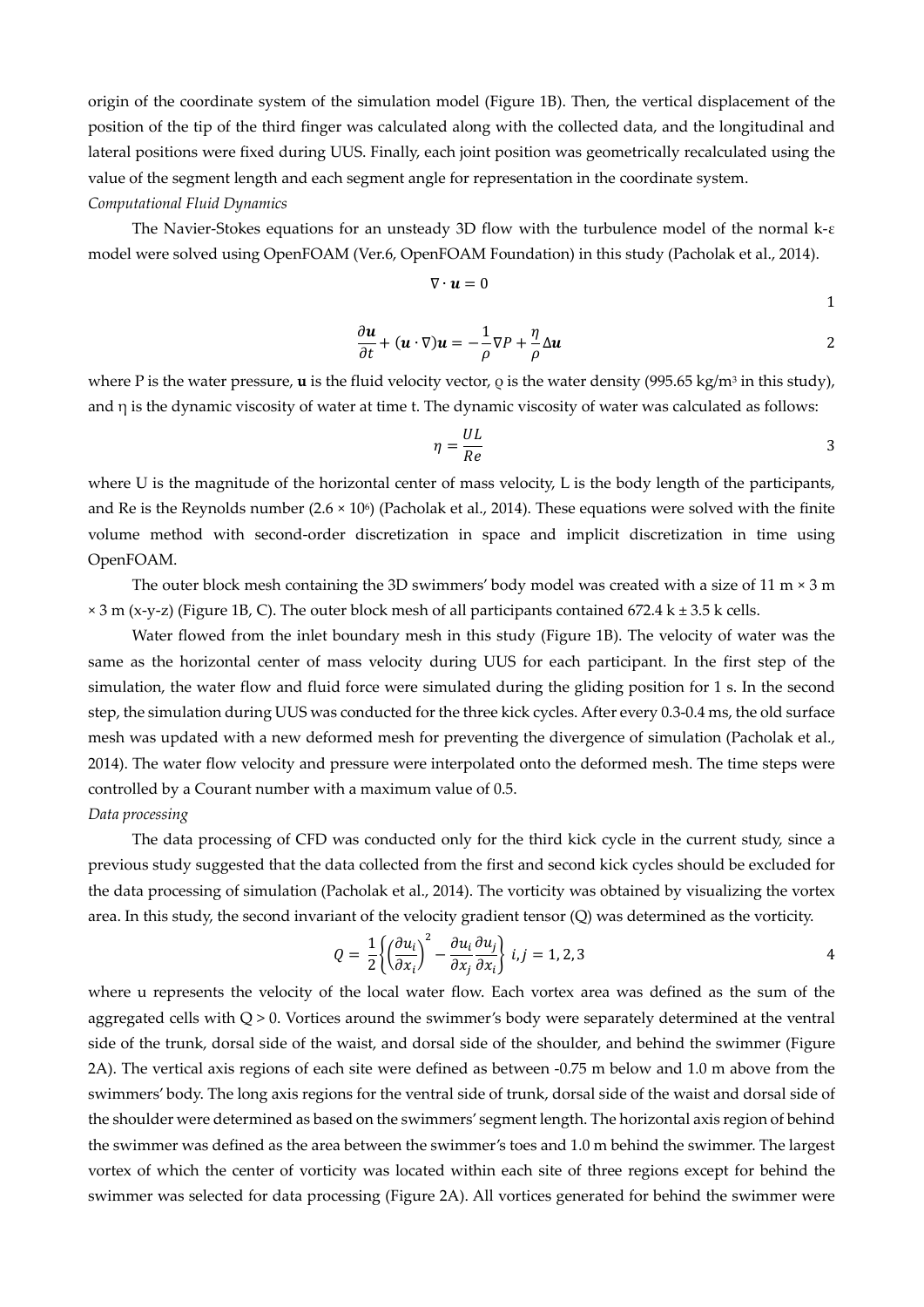origin of the coordinate system of the simulation model (Figure 1B). Then, the vertical displacement of the position of the tip of the third finger was calculated along with the collected data, and the longitudinal and lateral positions were fixed during UUS. Finally, each joint position was geometrically recalculated using the value of the segment length and each segment angle for representation in the coordinate system.

*Computational Fluid Dynamics*

The Navier-Stokes equations for an unsteady 3D flow with the turbulence model of the normal k-ε model were solved using OpenFOAM (Ver.6, OpenFOAM Foundation) in this study (Pacholak et al., 2014).

$$\nabla \cdot \boldsymbol{u} = 0 \tag{1}$$

$$\frac{\partial \boldsymbol{u}}{\partial t} + (\boldsymbol{u} \cdot \nabla)\boldsymbol{u} = -\frac{1}{\rho}\nabla P + \frac{\eta}{\rho}\Delta \boldsymbol{u} \tag{2}$$

where P is the water pressure, $\boldsymbol{u}$ is the fluid velocity vector, $\rho$ is the water density (995.65 kg/m$^3$ in this study), and $\eta$ is the dynamic viscosity of water at time t. The dynamic viscosity of water was calculated as follows:

$$\eta = \frac{UL}{Re} \tag{3}$$

where U is the magnitude of the horizontal center of mass velocity, L is the body length of the participants, and Re is the Reynolds number ($2.6 \times 10^6$) (Pacholak et al., 2014). These equations were solved with the finite volume method with second-order discretization in space and implicit discretization in time using OpenFOAM.

The outer block mesh containing the 3D swimmers' body model was created with a size of 11 m × 3 m × 3 m (x-y-z) (Figure 1B, C). The outer block mesh of all participants contained 672.4 k ± 3.5 k cells.

Water flowed from the inlet boundary mesh in this study (Figure 1B). The velocity of water was the same as the horizontal center of mass velocity during UUS for each participant. In the first step of the simulation, the water flow and fluid force were simulated during the gliding position for 1 s. In the second step, the simulation during UUS was conducted for the three kick cycles. After every 0.3-0.4 ms, the old surface mesh was updated with a new deformed mesh for preventing the divergence of simulation (Pacholak et al., 2014). The water flow velocity and pressure were interpolated onto the deformed mesh. The time steps were controlled by a Courant number with a maximum value of 0.5.

*Data processing*

The data processing of CFD was conducted only for the third kick cycle in the current study, since a previous study suggested that the data collected from the first and second kick cycles should be excluded for the data processing of simulation (Pacholak et al., 2014). The vorticity was obtained by visualizing the vortex area. In this study, the second invariant of the velocity gradient tensor (Q) was determined as the vorticity.

$$Q = \frac{1}{2}\left\{\left(\frac{\partial u_i}{\partial x_i}\right)^2 - \frac{\partial u_i}{\partial x_j}\frac{\partial u_j}{\partial x_i}\right\} \; i, j = 1, 2, 3 \tag{4}$$

where u represents the velocity of the local water flow. Each vortex area was defined as the sum of the aggregated cells with Q > 0. Vortices around the swimmer's body were separately determined at the ventral side of the trunk, dorsal side of the waist, and dorsal side of the shoulder, and behind the swimmer (Figure 2A). The vertical axis regions of each site were defined as between -0.75 m below and 1.0 m above from the swimmers' body. The long axis regions for the ventral side of trunk, dorsal side of the waist and dorsal side of the shoulder were determined as based on the swimmers' segment length. The horizontal axis region of behind the swimmer was defined as the area between the swimmer's toes and 1.0 m behind the swimmer. The largest vortex of which the center of vorticity was located within each site of three regions except for behind the swimmer was selected for data processing (Figure 2A). All vortices generated for behind the swimmer were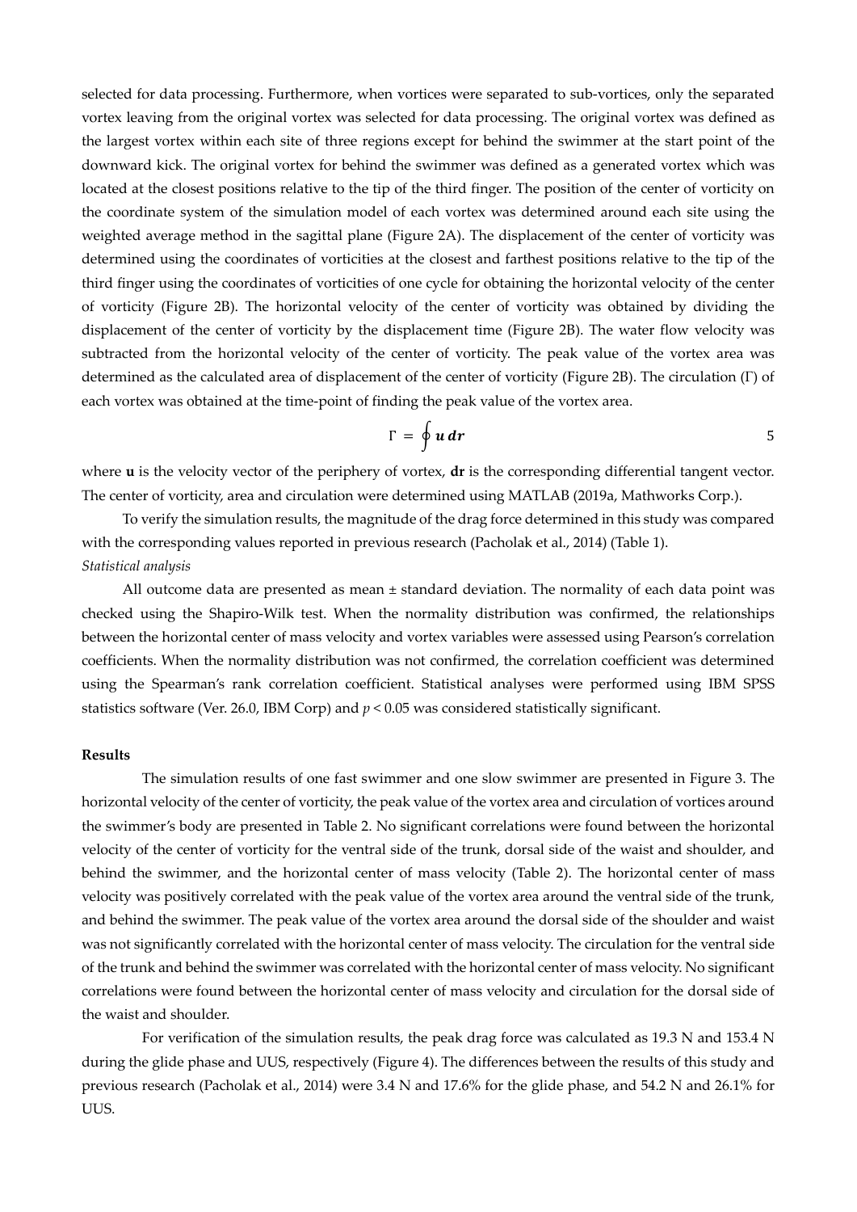selected for data processing. Furthermore, when vortices were separated to sub-vortices, only the separated vortex leaving from the original vortex was selected for data processing. The original vortex was defined as the largest vortex within each site of three regions except for behind the swimmer at the start point of the downward kick. The original vortex for behind the swimmer was defined as a generated vortex which was located at the closest positions relative to the tip of the third finger. The position of the center of vorticity on the coordinate system of the simulation model of each vortex was determined around each site using the weighted average method in the sagittal plane (Figure 2A). The displacement of the center of vorticity was determined using the coordinates of vorticities at the closest and farthest positions relative to the tip of the third finger using the coordinates of vorticities of one cycle for obtaining the horizontal velocity of the center of vorticity (Figure 2B). The horizontal velocity of the center of vorticity was obtained by dividing the displacement of the center of vorticity by the displacement time (Figure 2B). The water flow velocity was subtracted from the horizontal velocity of the center of vorticity. The peak value of the vortex area was determined as the calculated area of displacement of the center of vorticity (Figure 2B). The circulation (Γ) of each vortex was obtained at the time-point of finding the peak value of the vortex area.

$$\Gamma = \oint \boldsymbol{u}\, \boldsymbol{dr} \tag{5}$$

where **u** is the velocity vector of the periphery of vortex, **dr** is the corresponding differential tangent vector. The center of vorticity, area and circulation were determined using MATLAB (2019a, Mathworks Corp.).

To verify the simulation results, the magnitude of the drag force determined in this study was compared with the corresponding values reported in previous research (Pacholak et al., 2014) (Table 1).

*Statistical analysis*

All outcome data are presented as mean ± standard deviation. The normality of each data point was checked using the Shapiro-Wilk test. When the normality distribution was confirmed, the relationships between the horizontal center of mass velocity and vortex variables were assessed using Pearson's correlation coefficients. When the normality distribution was not confirmed, the correlation coefficient was determined using the Spearman's rank correlation coefficient. Statistical analyses were performed using IBM SPSS statistics software (Ver. 26.0, IBM Corp) and $p < 0.05$ was considered statistically significant.

**Results**

The simulation results of one fast swimmer and one slow swimmer are presented in Figure 3. The horizontal velocity of the center of vorticity, the peak value of the vortex area and circulation of vortices around the swimmer's body are presented in Table 2. No significant correlations were found between the horizontal velocity of the center of vorticity for the ventral side of the trunk, dorsal side of the waist and shoulder, and behind the swimmer, and the horizontal center of mass velocity (Table 2). The horizontal center of mass velocity was positively correlated with the peak value of the vortex area around the ventral side of the trunk, and behind the swimmer. The peak value of the vortex area around the dorsal side of the shoulder and waist was not significantly correlated with the horizontal center of mass velocity. The circulation for the ventral side of the trunk and behind the swimmer was correlated with the horizontal center of mass velocity. No significant correlations were found between the horizontal center of mass velocity and circulation for the dorsal side of the waist and shoulder.

For verification of the simulation results, the peak drag force was calculated as 19.3 N and 153.4 N during the glide phase and UUS, respectively (Figure 4). The differences between the results of this study and previous research (Pacholak et al., 2014) were 3.4 N and 17.6% for the glide phase, and 54.2 N and 26.1% for UUS.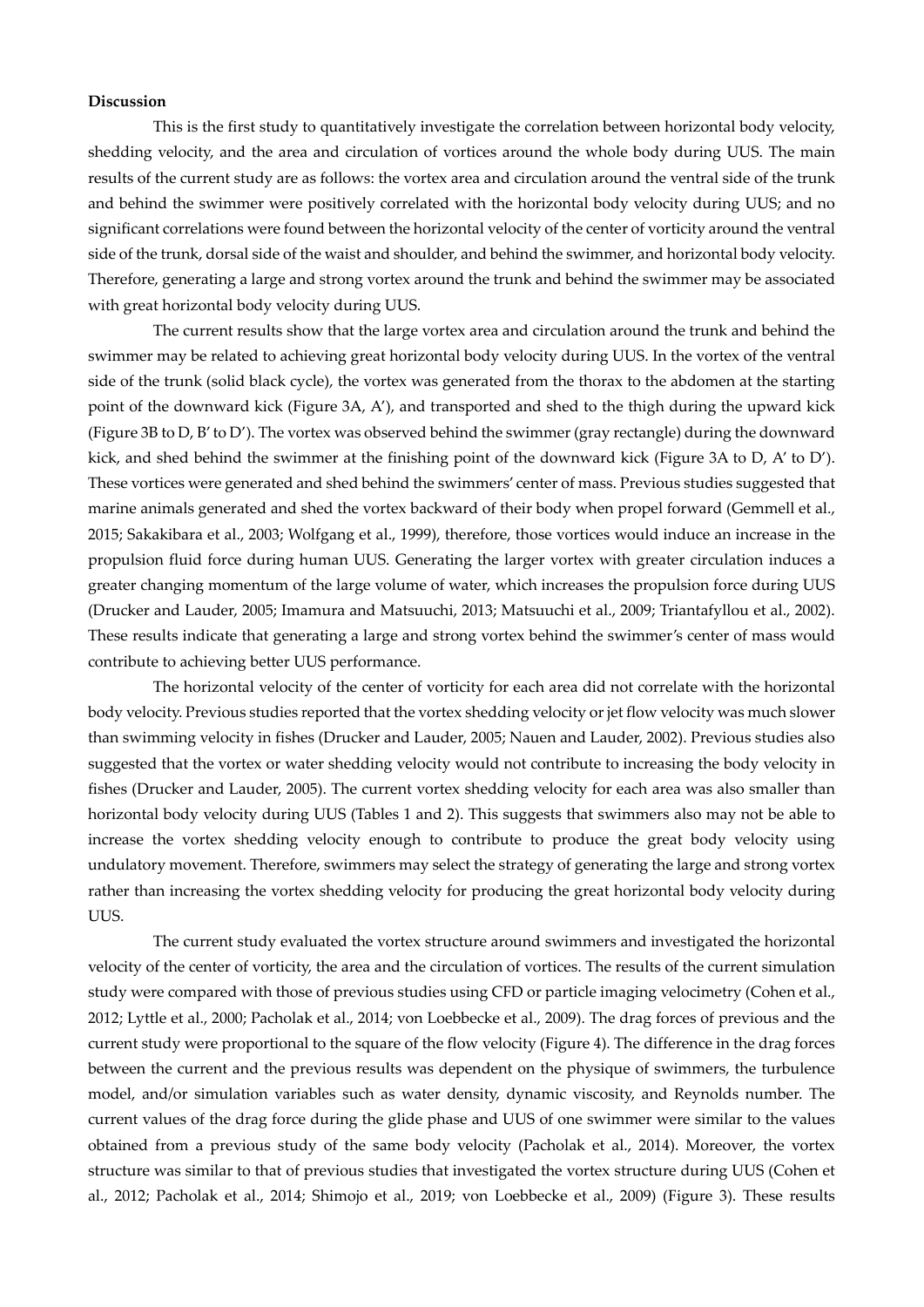**Discussion**

This is the first study to quantitatively investigate the correlation between horizontal body velocity, shedding velocity, and the area and circulation of vortices around the whole body during UUS. The main results of the current study are as follows: the vortex area and circulation around the ventral side of the trunk and behind the swimmer were positively correlated with the horizontal body velocity during UUS; and no significant correlations were found between the horizontal velocity of the center of vorticity around the ventral side of the trunk, dorsal side of the waist and shoulder, and behind the swimmer, and horizontal body velocity. Therefore, generating a large and strong vortex around the trunk and behind the swimmer may be associated with great horizontal body velocity during UUS.

The current results show that the large vortex area and circulation around the trunk and behind the swimmer may be related to achieving great horizontal body velocity during UUS. In the vortex of the ventral side of the trunk (solid black cycle), the vortex was generated from the thorax to the abdomen at the starting point of the downward kick (Figure 3A, A'), and transported and shed to the thigh during the upward kick (Figure 3B to D, B' to D'). The vortex was observed behind the swimmer (gray rectangle) during the downward kick, and shed behind the swimmer at the finishing point of the downward kick (Figure 3A to D, A' to D'). These vortices were generated and shed behind the swimmers' center of mass. Previous studies suggested that marine animals generated and shed the vortex backward of their body when propel forward (Gemmell et al., 2015; Sakakibara et al., 2003; Wolfgang et al., 1999), therefore, those vortices would induce an increase in the propulsion fluid force during human UUS. Generating the larger vortex with greater circulation induces a greater changing momentum of the large volume of water, which increases the propulsion force during UUS (Drucker and Lauder, 2005; Imamura and Matsuuchi, 2013; Matsuuchi et al., 2009; Triantafyllou et al., 2002). These results indicate that generating a large and strong vortex behind the swimmer's center of mass would contribute to achieving better UUS performance.

The horizontal velocity of the center of vorticity for each area did not correlate with the horizontal body velocity. Previous studies reported that the vortex shedding velocity or jet flow velocity was much slower than swimming velocity in fishes (Drucker and Lauder, 2005; Nauen and Lauder, 2002). Previous studies also suggested that the vortex or water shedding velocity would not contribute to increasing the body velocity in fishes (Drucker and Lauder, 2005). The current vortex shedding velocity for each area was also smaller than horizontal body velocity during UUS (Tables 1 and 2). This suggests that swimmers also may not be able to increase the vortex shedding velocity enough to contribute to produce the great body velocity using undulatory movement. Therefore, swimmers may select the strategy of generating the large and strong vortex rather than increasing the vortex shedding velocity for producing the great horizontal body velocity during UUS.

The current study evaluated the vortex structure around swimmers and investigated the horizontal velocity of the center of vorticity, the area and the circulation of vortices. The results of the current simulation study were compared with those of previous studies using CFD or particle imaging velocimetry (Cohen et al., 2012; Lyttle et al., 2000; Pacholak et al., 2014; von Loebbecke et al., 2009). The drag forces of previous and the current study were proportional to the square of the flow velocity (Figure 4). The difference in the drag forces between the current and the previous results was dependent on the physique of swimmers, the turbulence model, and/or simulation variables such as water density, dynamic viscosity, and Reynolds number. The current values of the drag force during the glide phase and UUS of one swimmer were similar to the values obtained from a previous study of the same body velocity (Pacholak et al., 2014). Moreover, the vortex structure was similar to that of previous studies that investigated the vortex structure during UUS (Cohen et al., 2012; Pacholak et al., 2014; Shimojo et al., 2019; von Loebbecke et al., 2009) (Figure 3). These results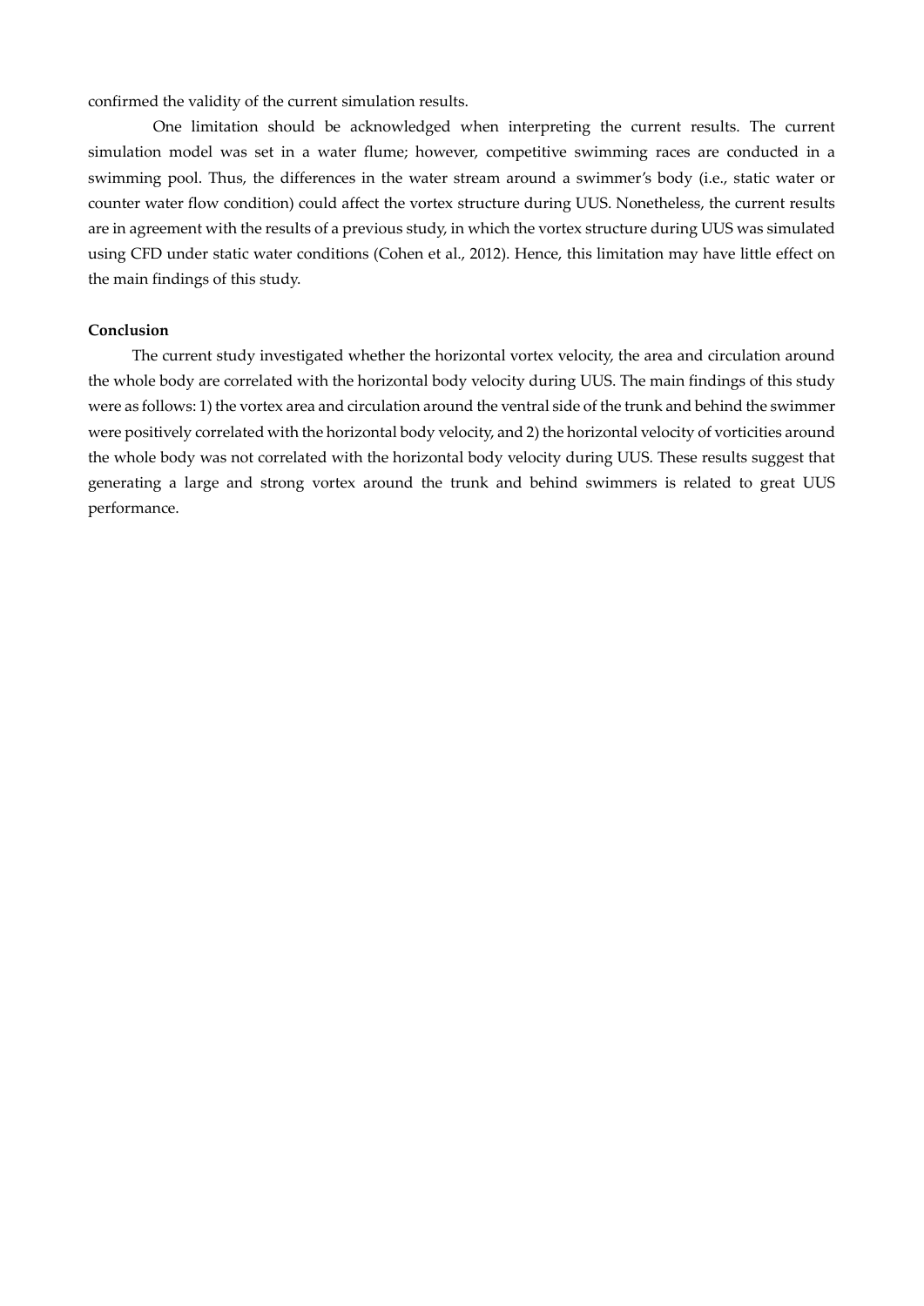confirmed the validity of the current simulation results.

One limitation should be acknowledged when interpreting the current results. The current simulation model was set in a water flume; however, competitive swimming races are conducted in a swimming pool. Thus, the differences in the water stream around a swimmer's body (i.e., static water or counter water flow condition) could affect the vortex structure during UUS. Nonetheless, the current results are in agreement with the results of a previous study, in which the vortex structure during UUS was simulated using CFD under static water conditions (Cohen et al., 2012). Hence, this limitation may have little effect on the main findings of this study.

**Conclusion**

The current study investigated whether the horizontal vortex velocity, the area and circulation around the whole body are correlated with the horizontal body velocity during UUS. The main findings of this study were as follows: 1) the vortex area and circulation around the ventral side of the trunk and behind the swimmer were positively correlated with the horizontal body velocity, and 2) the horizontal velocity of vorticities around the whole body was not correlated with the horizontal body velocity during UUS. These results suggest that generating a large and strong vortex around the trunk and behind swimmers is related to great UUS performance.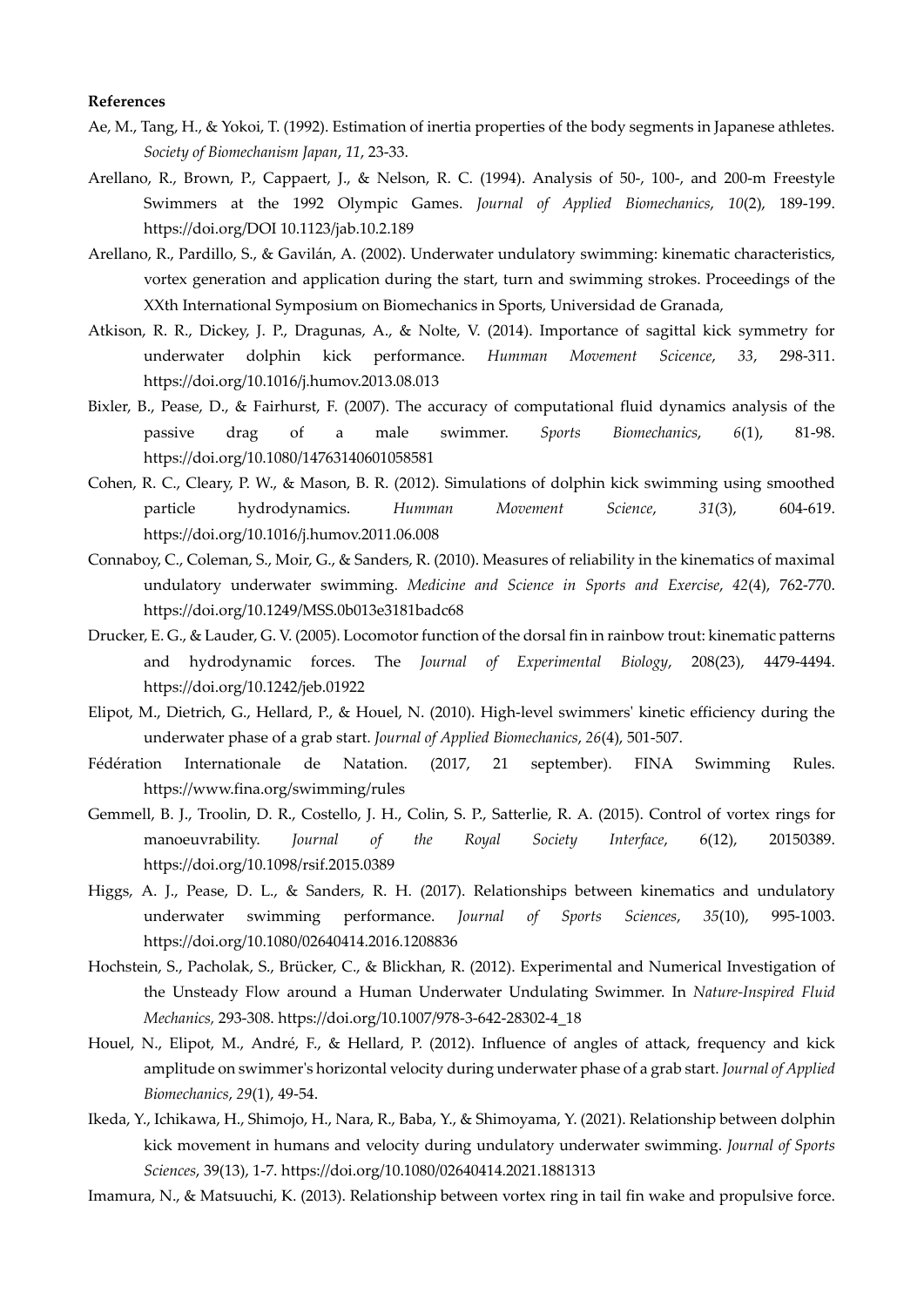**References**

Ae, M., Tang, H., & Yokoi, T. (1992). Estimation of inertia properties of the body segments in Japanese athletes. *Society of Biomechanism Japan*, *11*, 23-33.

Arellano, R., Brown, P., Cappaert, J., & Nelson, R. C. (1994). Analysis of 50-, 100-, and 200-m Freestyle Swimmers at the 1992 Olympic Games. *Journal of Applied Biomechanics*, *10*(2), 189-199. https://doi.org/DOI 10.1123/jab.10.2.189

Arellano, R., Pardillo, S., & Gavilán, A. (2002). Underwater undulatory swimming: kinematic characteristics, vortex generation and application during the start, turn and swimming strokes. Proceedings of the XXth International Symposium on Biomechanics in Sports, Universidad de Granada,

Atkison, R. R., Dickey, J. P., Dragunas, A., & Nolte, V. (2014). Importance of sagittal kick symmetry for underwater dolphin kick performance. *Humman Movement Scicence*, *33*, 298-311. https://doi.org/10.1016/j.humov.2013.08.013

Bixler, B., Pease, D., & Fairhurst, F. (2007). The accuracy of computational fluid dynamics analysis of the passive drag of a male swimmer. *Sports Biomechanics*, *6*(1), 81-98. https://doi.org/10.1080/14763140601058581

Cohen, R. C., Cleary, P. W., & Mason, B. R. (2012). Simulations of dolphin kick swimming using smoothed particle hydrodynamics. *Humman Movement Science*, *31*(3), 604-619. https://doi.org/10.1016/j.humov.2011.06.008

Connaboy, C., Coleman, S., Moir, G., & Sanders, R. (2010). Measures of reliability in the kinematics of maximal undulatory underwater swimming. *Medicine and Science in Sports and Exercise*, *42*(4), 762-770. https://doi.org/10.1249/MSS.0b013e3181badc68

Drucker, E. G., & Lauder, G. V. (2005). Locomotor function of the dorsal fin in rainbow trout: kinematic patterns and hydrodynamic forces. The *Journal of Experimental Biology*, 208(23), 4479-4494. https://doi.org/10.1242/jeb.01922

Elipot, M., Dietrich, G., Hellard, P., & Houel, N. (2010). High-level swimmers' kinetic efficiency during the underwater phase of a grab start. *Journal of Applied Biomechanics*, *26*(4), 501-507.

Fédération Internationale de Natation. (2017, 21 september). FINA Swimming Rules. https://www.fina.org/swimming/rules

Gemmell, B. J., Troolin, D. R., Costello, J. H., Colin, S. P., Satterlie, R. A. (2015). Control of vortex rings for manoeuvrability. *Journal of the Royal Society Interface*, 6(12), 20150389. https://doi.org/10.1098/rsif.2015.0389

Higgs, A. J., Pease, D. L., & Sanders, R. H. (2017). Relationships between kinematics and undulatory underwater swimming performance. *Journal of Sports Sciences*, *35*(10), 995-1003. https://doi.org/10.1080/02640414.2016.1208836

Hochstein, S., Pacholak, S., Brücker, C., & Blickhan, R. (2012). Experimental and Numerical Investigation of the Unsteady Flow around a Human Underwater Undulating Swimmer. In *Nature-Inspired Fluid Mechanics,* 293-308. https://doi.org/10.1007/978-3-642-28302-4_18

Houel, N., Elipot, M., André, F., & Hellard, P. (2012). Influence of angles of attack, frequency and kick amplitude on swimmer's horizontal velocity during underwater phase of a grab start. *Journal of Applied Biomechanics*, *29*(1), 49-54.

Ikeda, Y., Ichikawa, H., Shimojo, H., Nara, R., Baba, Y., & Shimoyama, Y. (2021). Relationship between dolphin kick movement in humans and velocity during undulatory underwater swimming. *Journal of Sports Sciences*, 39(13), 1-7. https://doi.org/10.1080/02640414.2021.1881313

Imamura, N., & Matsuuchi, K. (2013). Relationship between vortex ring in tail fin wake and propulsive force.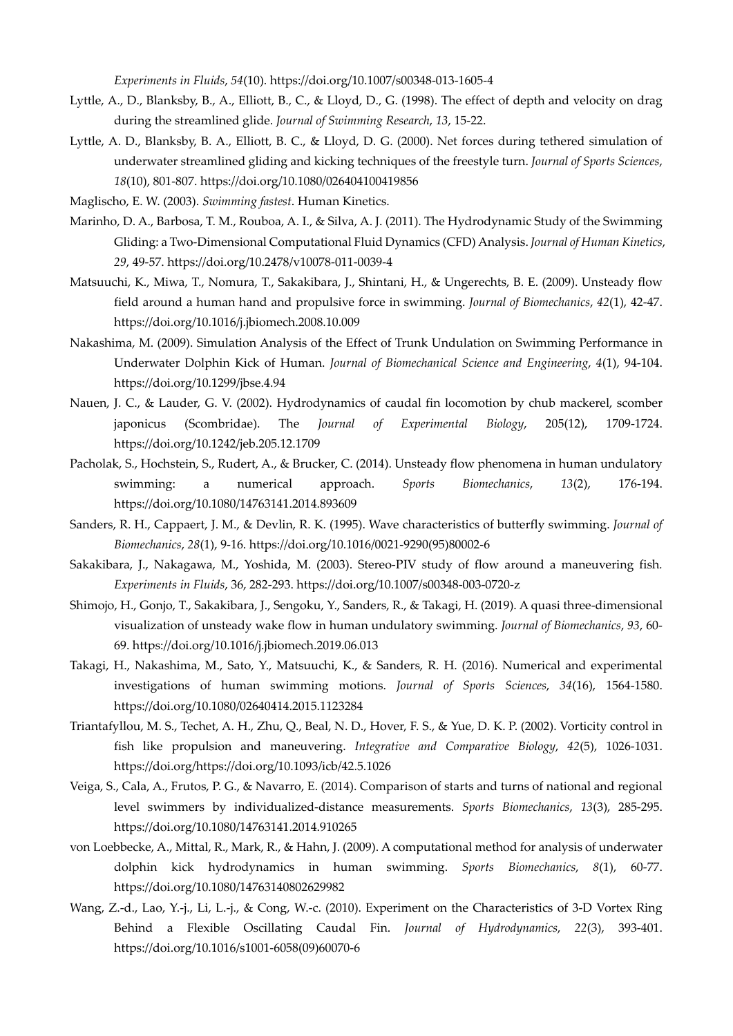*Experiments in Fluids*, *54*(10). https://doi.org/10.1007/s00348-013-1605-4

Lyttle, A., D., Blanksby, B., A., Elliott, B., C., & Lloyd, D., G. (1998). The effect of depth and velocity on drag during the streamlined glide. *Journal of Swimming Research*, *13*, 15-22.

Lyttle, A. D., Blanksby, B. A., Elliott, B. C., & Lloyd, D. G. (2000). Net forces during tethered simulation of underwater streamlined gliding and kicking techniques of the freestyle turn. *Journal of Sports Sciences*, *18*(10), 801-807. https://doi.org/10.1080/026404100419856

Maglischo, E. W. (2003). *Swimming fastest*. Human Kinetics.

Marinho, D. A., Barbosa, T. M., Rouboa, A. I., & Silva, A. J. (2011). The Hydrodynamic Study of the Swimming Gliding: a Two-Dimensional Computational Fluid Dynamics (CFD) Analysis. *Journal of Human Kinetics*, *29*, 49-57. https://doi.org/10.2478/v10078-011-0039-4

Matsuuchi, K., Miwa, T., Nomura, T., Sakakibara, J., Shintani, H., & Ungerechts, B. E. (2009). Unsteady flow field around a human hand and propulsive force in swimming. *Journal of Biomechanics*, *42*(1), 42-47. https://doi.org/10.1016/j.jbiomech.2008.10.009

Nakashima, M. (2009). Simulation Analysis of the Effect of Trunk Undulation on Swimming Performance in Underwater Dolphin Kick of Human. *Journal of Biomechanical Science and Engineering*, *4*(1), 94-104. https://doi.org/10.1299/jbse.4.94

Nauen, J. C., & Lauder, G. V. (2002). Hydrodynamics of caudal fin locomotion by chub mackerel, scomber japonicus (Scombridae). The *Journal of Experimental Biology*, 205(12), 1709-1724. https://doi.org/10.1242/jeb.205.12.1709

Pacholak, S., Hochstein, S., Rudert, A., & Brucker, C. (2014). Unsteady flow phenomena in human undulatory swimming: a numerical approach. *Sports Biomechanics*, *13*(2), 176-194. https://doi.org/10.1080/14763141.2014.893609

Sanders, R. H., Cappaert, J. M., & Devlin, R. K. (1995). Wave characteristics of butterfly swimming. *Journal of Biomechanics*, *28*(1), 9-16. https://doi.org/10.1016/0021-9290(95)80002-6

Sakakibara, J., Nakagawa, M., Yoshida, M. (2003). Stereo-PIV study of flow around a maneuvering fish. *Experiments in Fluids*, 36, 282-293. https://doi.org/10.1007/s00348-003-0720-z

Shimojo, H., Gonjo, T., Sakakibara, J., Sengoku, Y., Sanders, R., & Takagi, H. (2019). A quasi three-dimensional visualization of unsteady wake flow in human undulatory swimming. *Journal of Biomechanics*, *93*, 60-69. https://doi.org/10.1016/j.jbiomech.2019.06.013

Takagi, H., Nakashima, M., Sato, Y., Matsuuchi, K., & Sanders, R. H. (2016). Numerical and experimental investigations of human swimming motions. *Journal of Sports Sciences*, *34*(16), 1564-1580. https://doi.org/10.1080/02640414.2015.1123284

Triantafyllou, M. S., Techet, A. H., Zhu, Q., Beal, N. D., Hover, F. S., & Yue, D. K. P. (2002). Vorticity control in fish like propulsion and maneuvering. *Integrative and Comparative Biology*, *42*(5), 1026-1031. https://doi.org/https://doi.org/10.1093/icb/42.5.1026

Veiga, S., Cala, A., Frutos, P. G., & Navarro, E. (2014). Comparison of starts and turns of national and regional level swimmers by individualized-distance measurements. *Sports Biomechanics*, *13*(3), 285-295. https://doi.org/10.1080/14763141.2014.910265

von Loebbecke, A., Mittal, R., Mark, R., & Hahn, J. (2009). A computational method for analysis of underwater dolphin kick hydrodynamics in human swimming. *Sports Biomechanics*, *8*(1), 60-77. https://doi.org/10.1080/14763140802629982

Wang, Z.-d., Lao, Y.-j., Li, L.-j., & Cong, W.-c. (2010). Experiment on the Characteristics of 3-D Vortex Ring Behind a Flexible Oscillating Caudal Fin. *Journal of Hydrodynamics*, *22*(3), 393-401. https://doi.org/10.1016/s1001-6058(09)60070-6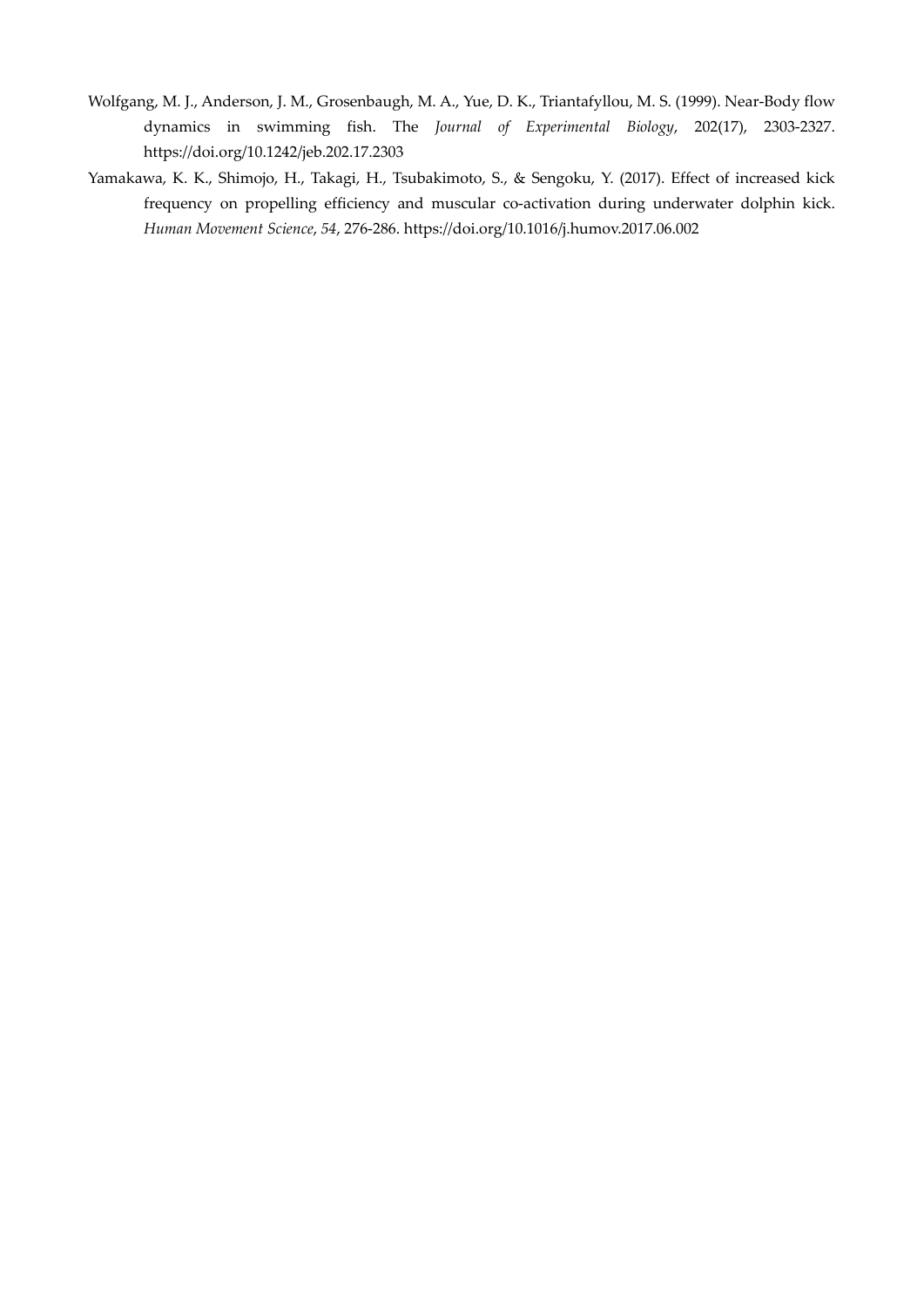Wolfgang, M. J., Anderson, J. M., Grosenbaugh, M. A., Yue, D. K., Triantafyllou, M. S. (1999). Near-Body flow dynamics in swimming fish. The *Journal of Experimental Biology*, 202(17), 2303-2327. https://doi.org/10.1242/jeb.202.17.2303

Yamakawa, K. K., Shimojo, H., Takagi, H., Tsubakimoto, S., & Sengoku, Y. (2017). Effect of increased kick frequency on propelling efficiency and muscular co-activation during underwater dolphin kick. *Human Movement Science*, *54*, 276-286. https://doi.org/10.1016/j.humov.2017.06.002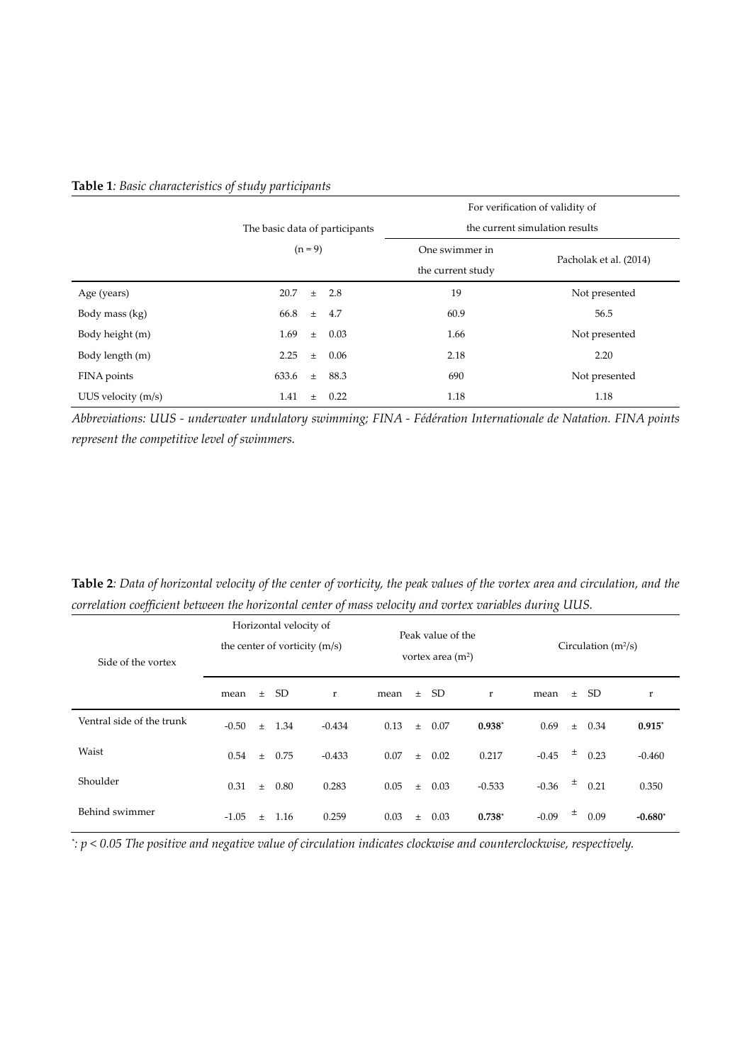**Table 1**: *Basic characteristics of study participants*

| | The basic data of participants (n = 9) | For verification of validity of the current simulation results | |
|---|---|---|---|
| | | One swimmer in the current study | Pacholak et al. (2014) |
| Age (years) | 20.7 ± 2.8 | 19 | Not presented |
| Body mass (kg) | 66.8 ± 4.7 | 60.9 | 56.5 |
| Body height (m) | 1.69 ± 0.03 | 1.66 | Not presented |
| Body length (m) | 2.25 ± 0.06 | 2.18 | 2.20 |
| FINA points | 633.6 ± 88.3 | 690 | Not presented |
| UUS velocity (m/s) | 1.41 ± 0.22 | 1.18 | 1.18 |

*Abbreviations: UUS - underwater undulatory swimming; FINA - Fédération Internationale de Natation. FINA points represent the competitive level of swimmers.*

**Table 2**: *Data of horizontal velocity of the center of vorticity, the peak values of the vortex area and circulation, and the correlation coefficient between the horizontal center of mass velocity and vortex variables during UUS.*

| Side of the vortex | Horizontal velocity of the center of vorticity (m/s) | | Peak value of the vortex area ($m^2$) | | Circulation ($m^2/s$) | |
|---|---|---|---|---|---|---|
| | mean ± SD | r | mean ± SD | r | mean ± SD | r |
| Ventral side of the trunk | -0.50 ± 1.34 | -0.434 | 0.13 ± 0.07 | **0.938*** | 0.69 ± 0.34 | **0.915*** |
| Waist | 0.54 ± 0.75 | -0.433 | 0.07 ± 0.02 | 0.217 | -0.45 ± 0.23 | -0.460 |
| Shoulder | 0.31 ± 0.80 | 0.283 | 0.05 ± 0.03 | -0.533 | -0.36 ± 0.21 | 0.350 |
| Behind swimmer | -1.05 ± 1.16 | 0.259 | 0.03 ± 0.03 | **0.738*** | -0.09 ± 0.09 | **-0.680*** |

*: $p < 0.05$ *The positive and negative value of circulation indicates clockwise and counterclockwise, respectively.*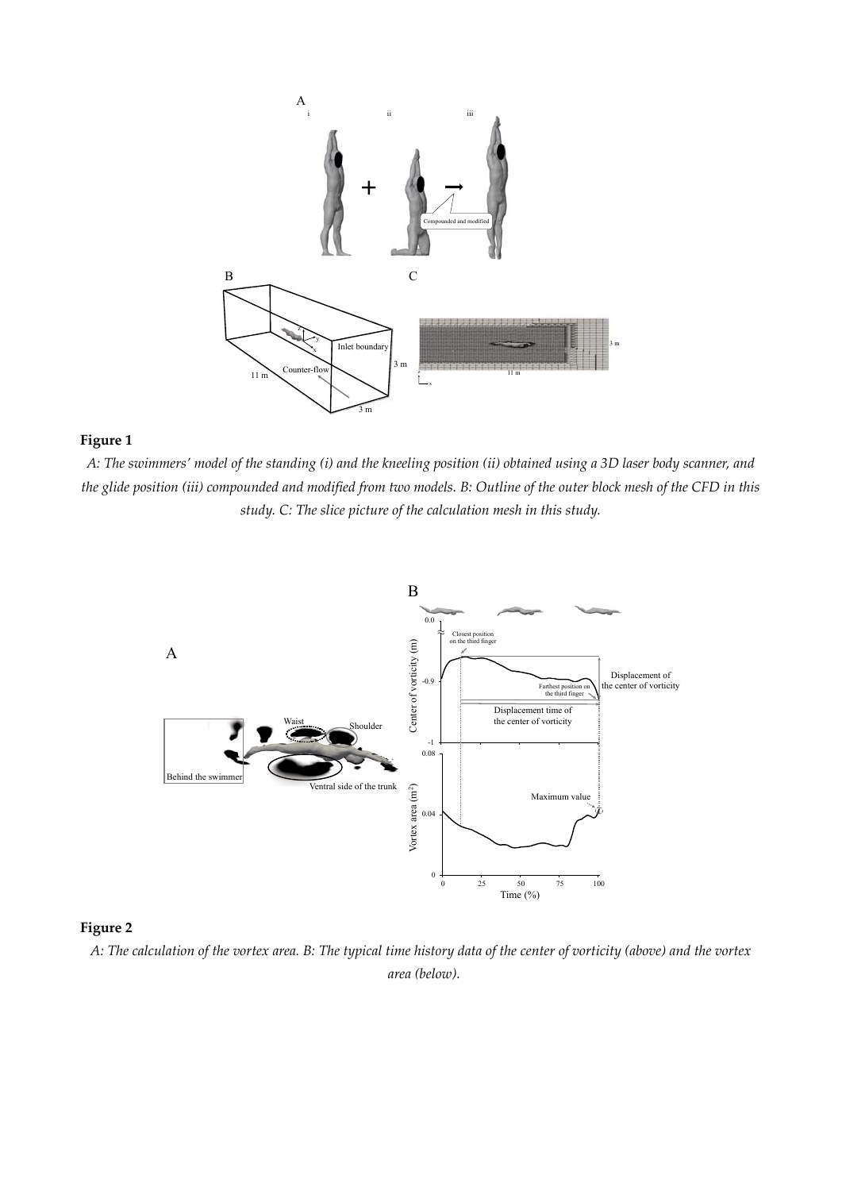**Figure 1**

*A: The swimmers' model of the standing (i) and the kneeling position (ii) obtained using a 3D laser body scanner, and the glide position (iii) compounded and modified from two models. B: Outline of the outer block mesh of the CFD in this study. C: The slice picture of the calculation mesh in this study.*

**Figure 2**

*A: The calculation of the vortex area. B: The typical time history data of the center of vorticity (above) and the vortex area (below).*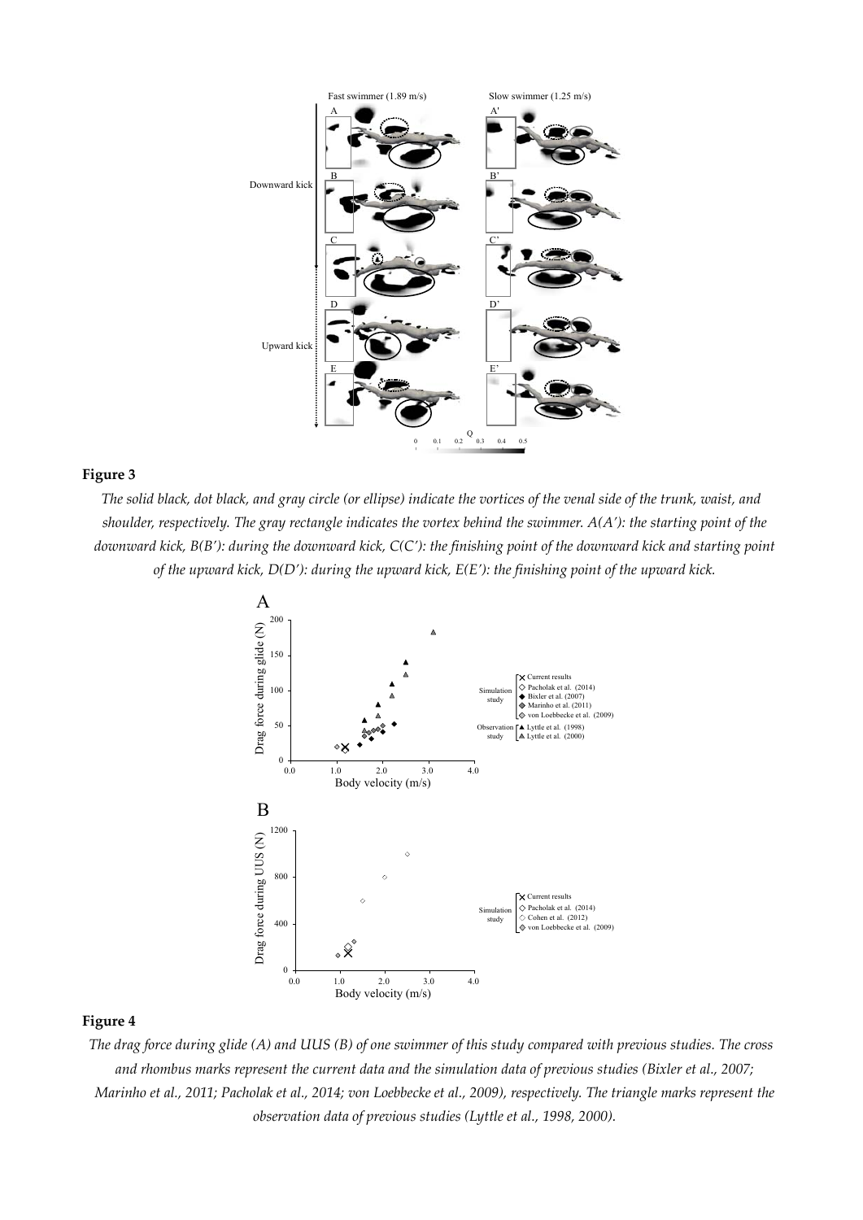Fast swimmer (1.89 m/s)

Slow swimmer (1.25 m/s)

A

A'

Downward kick

B

B'

C

C'

D

D'

Upward kick

E

E'

Q

0 0.1 0.2 0.3 0.4 0.5

**Figure 3**

*The solid black, dot black, and gray circle (or ellipse) indicate the vortices of the venal side of the trunk, waist, and shoulder, respectively. The gray rectangle indicates the vortex behind the swimmer. A(A'): the starting point of the downward kick, B(B'): during the downward kick, C(C'): the finishing point of the downward kick and starting point of the upward kick, D(D'): during the upward kick, E(E'): the finishing point of the upward kick.*

A

Drag force during glide (N)

200

150

100

50

0

0.0 1.0 2.0 3.0 4.0

Body velocity (m/s)

Simulation study

Current results

Pacholak et al. (2014)

Bixler et al. (2007)

Marinho et al. (2011)

von Loebbecke et al. (2009)

Observation study

Lyttle et al. (1998)

Lyttle et al. (2000)

B

Drag force during UUS (N)

1200

800

400

0

0.0 1.0 2.0 3.0 4.0

Body velocity (m/s)

Simulation study

Current results

Pacholak et al. (2014)

Cohen et al. (2012)

von Loebbecke et al. (2009)

**Figure 4**

*The drag force during glide (A) and UUS (B) of one swimmer of this study compared with previous studies. The cross and rhombus marks represent the current data and the simulation data of previous studies (Bixler et al., 2007; Marinho et al., 2011; Pacholak et al., 2014; von Loebbecke et al., 2009), respectively. The triangle marks represent the observation data of previous studies (Lyttle et al., 1998, 2000).*